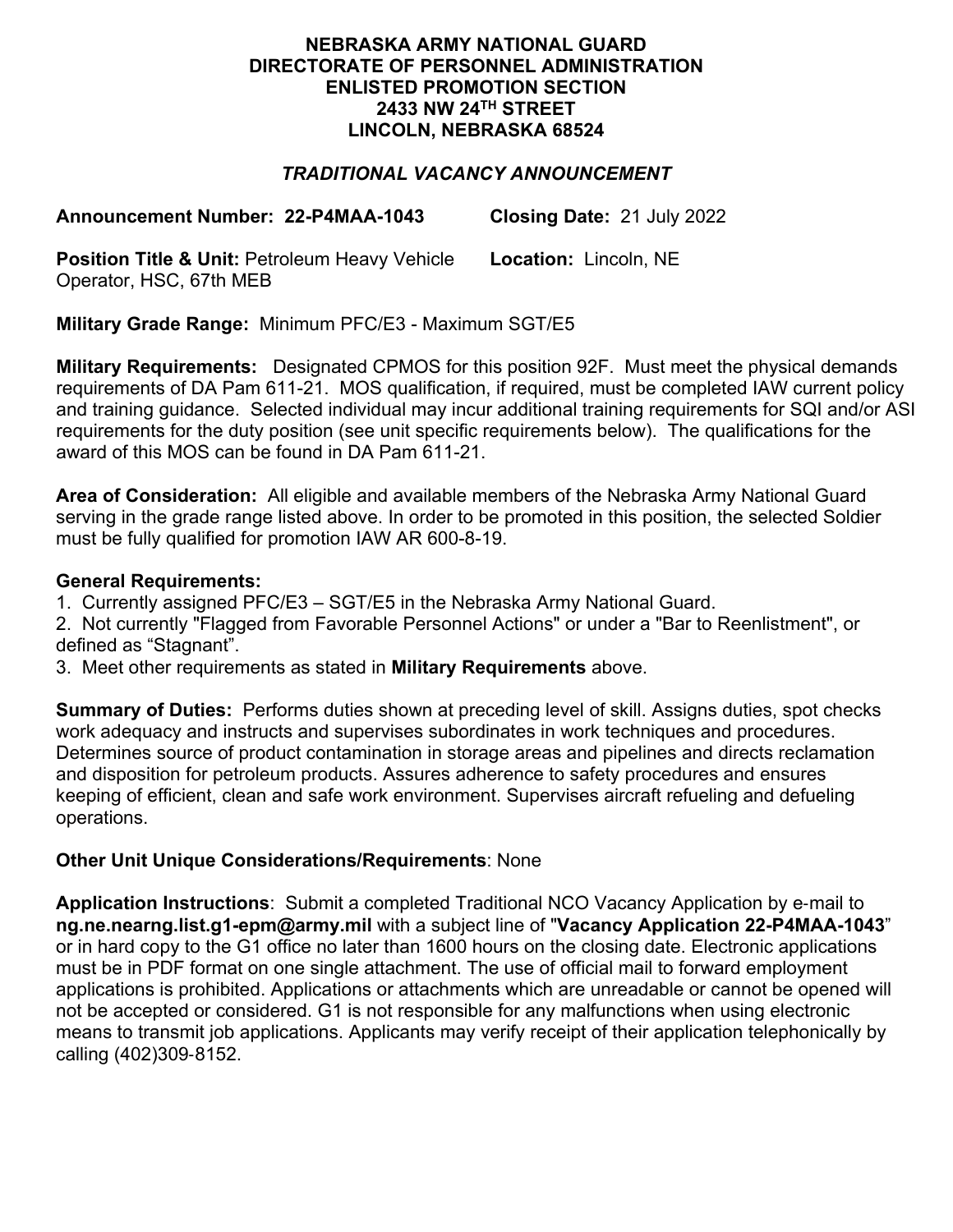**NEBRASKA ARMY NATIONAL GUARD**
**DIRECTORATE OF PERSONNEL ADMINISTRATION**
**ENLISTED PROMOTION SECTION**
**2433 NW 24TH STREET**
**LINCOLN, NEBRASKA 68524**

***TRADITIONAL VACANCY ANNOUNCEMENT***

**Announcement Number: 22-P4MAA-1043** **Closing Date:** 21 July 2022

**Position Title & Unit:** Petroleum Heavy Vehicle Operator, HSC, 67th MEB **Location:** Lincoln, NE

**Military Grade Range:** Minimum PFC/E3 - Maximum SGT/E5

**Military Requirements:** Designated CPMOS for this position 92F. Must meet the physical demands requirements of DA Pam 611-21. MOS qualification, if required, must be completed IAW current policy and training guidance. Selected individual may incur additional training requirements for SQI and/or ASI requirements for the duty position (see unit specific requirements below). The qualifications for the award of this MOS can be found in DA Pam 611-21.

**Area of Consideration:** All eligible and available members of the Nebraska Army National Guard serving in the grade range listed above. In order to be promoted in this position, the selected Soldier must be fully qualified for promotion IAW AR 600-8-19.

**General Requirements:**

1. Currently assigned PFC/E3 – SGT/E5 in the Nebraska Army National Guard.
2. Not currently "Flagged from Favorable Personnel Actions" or under a "Bar to Reenlistment", or defined as "Stagnant".
3. Meet other requirements as stated in **Military Requirements** above.

**Summary of Duties:** Performs duties shown at preceding level of skill. Assigns duties, spot checks work adequacy and instructs and supervises subordinates in work techniques and procedures. Determines source of product contamination in storage areas and pipelines and directs reclamation and disposition for petroleum products. Assures adherence to safety procedures and ensures keeping of efficient, clean and safe work environment. Supervises aircraft refueling and defueling operations.

**Other Unit Unique Considerations/Requirements**: None

**Application Instructions**: Submit a completed Traditional NCO Vacancy Application by e-mail to **ng.ne.nearng.list.g1-epm@army.mil** with a subject line of "**Vacancy Application 22-P4MAA-1043**" or in hard copy to the G1 office no later than 1600 hours on the closing date. Electronic applications must be in PDF format on one single attachment. The use of official mail to forward employment applications is prohibited. Applications or attachments which are unreadable or cannot be opened will not be accepted or considered. G1 is not responsible for any malfunctions when using electronic means to transmit job applications. Applicants may verify receipt of their application telephonically by calling (402)309-8152.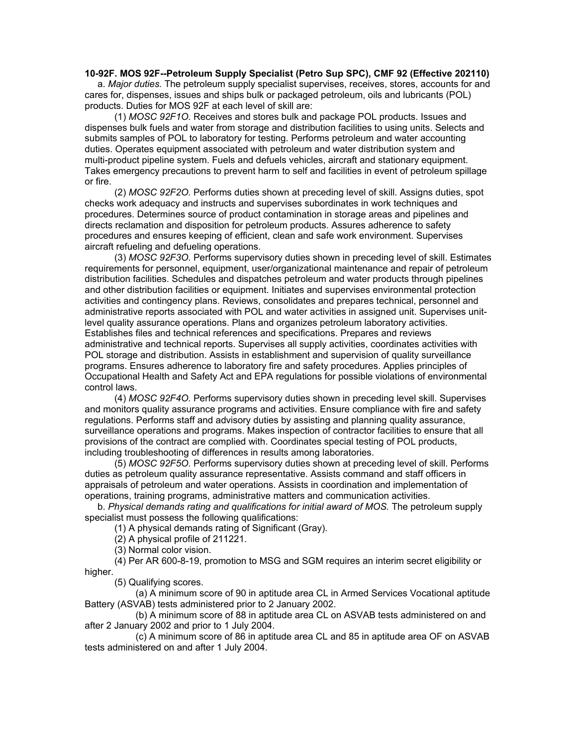**10-92F. MOS 92F--Petroleum Supply Specialist (Petro Sup SPC), CMF 92 (Effective 202110)**

a. *Major duties.* The petroleum supply specialist supervises, receives, stores, accounts for and cares for, dispenses, issues and ships bulk or packaged petroleum, oils and lubricants (POL) products. Duties for MOS 92F at each level of skill are:

(1) *MOSC 92F1O.* Receives and stores bulk and package POL products. Issues and dispenses bulk fuels and water from storage and distribution facilities to using units. Selects and submits samples of POL to laboratory for testing. Performs petroleum and water accounting duties. Operates equipment associated with petroleum and water distribution system and multi-product pipeline system. Fuels and defuels vehicles, aircraft and stationary equipment. Takes emergency precautions to prevent harm to self and facilities in event of petroleum spillage or fire.

(2) *MOSC 92F2O.* Performs duties shown at preceding level of skill. Assigns duties, spot checks work adequacy and instructs and supervises subordinates in work techniques and procedures. Determines source of product contamination in storage areas and pipelines and directs reclamation and disposition for petroleum products. Assures adherence to safety procedures and ensures keeping of efficient, clean and safe work environment. Supervises aircraft refueling and defueling operations.

(3) *MOSC 92F3O.* Performs supervisory duties shown in preceding level of skill. Estimates requirements for personnel, equipment, user/organizational maintenance and repair of petroleum distribution facilities. Schedules and dispatches petroleum and water products through pipelines and other distribution facilities or equipment. Initiates and supervises environmental protection activities and contingency plans. Reviews, consolidates and prepares technical, personnel and administrative reports associated with POL and water activities in assigned unit. Supervises unit-level quality assurance operations. Plans and organizes petroleum laboratory activities. Establishes files and technical references and specifications. Prepares and reviews administrative and technical reports. Supervises all supply activities, coordinates activities with POL storage and distribution. Assists in establishment and supervision of quality surveillance programs. Ensures adherence to laboratory fire and safety procedures. Applies principles of Occupational Health and Safety Act and EPA regulations for possible violations of environmental control laws.

(4) *MOSC 92F4O.* Performs supervisory duties shown in preceding level skill. Supervises and monitors quality assurance programs and activities. Ensure compliance with fire and safety regulations. Performs staff and advisory duties by assisting and planning quality assurance, surveillance operations and programs. Makes inspection of contractor facilities to ensure that all provisions of the contract are complied with. Coordinates special testing of POL products, including troubleshooting of differences in results among laboratories.

(5) *MOSC 92F5O.* Performs supervisory duties shown at preceding level of skill. Performs duties as petroleum quality assurance representative. Assists command and staff officers in appraisals of petroleum and water operations. Assists in coordination and implementation of operations, training programs, administrative matters and communication activities.

b. *Physical demands rating and qualifications for initial award of MOS.* The petroleum supply specialist must possess the following qualifications:

(1) A physical demands rating of Significant (Gray).

(2) A physical profile of 211221.

(3) Normal color vision.

(4) Per AR 600-8-19, promotion to MSG and SGM requires an interim secret eligibility or higher.

(5) Qualifying scores.

(a) A minimum score of 90 in aptitude area CL in Armed Services Vocational aptitude Battery (ASVAB) tests administered prior to 2 January 2002.

(b) A minimum score of 88 in aptitude area CL on ASVAB tests administered on and after 2 January 2002 and prior to 1 July 2004.

(c) A minimum score of 86 in aptitude area CL and 85 in aptitude area OF on ASVAB tests administered on and after 1 July 2004.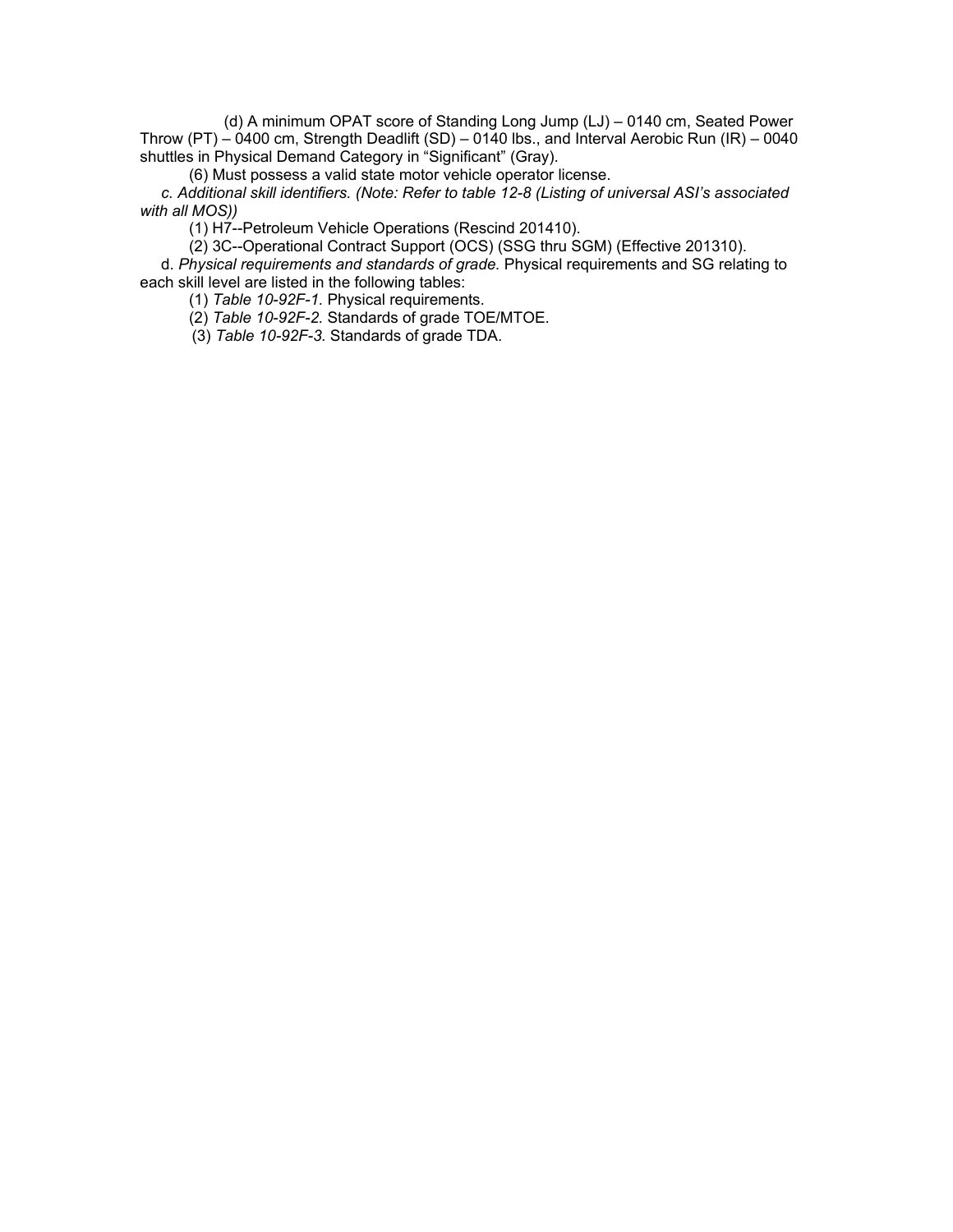(d) A minimum OPAT score of Standing Long Jump (LJ) – 0140 cm, Seated Power Throw (PT) – 0400 cm, Strength Deadlift (SD) – 0140 lbs., and Interval Aerobic Run (IR) – 0040 shuttles in Physical Demand Category in "Significant" (Gray).

(6) Must possess a valid state motor vehicle operator license.

*c. Additional skill identifiers. (Note: Refer to table 12-8 (Listing of universal ASI's associated with all MOS))*

(1) H7--Petroleum Vehicle Operations (Rescind 201410).

(2) 3C--Operational Contract Support (OCS) (SSG thru SGM) (Effective 201310).

d. *Physical requirements and standards of grade.* Physical requirements and SG relating to each skill level are listed in the following tables:

(1) *Table 10-92F-1.* Physical requirements.

(2) *Table 10-92F-2.* Standards of grade TOE/MTOE.

(3) *Table 10-92F-3.* Standards of grade TDA.